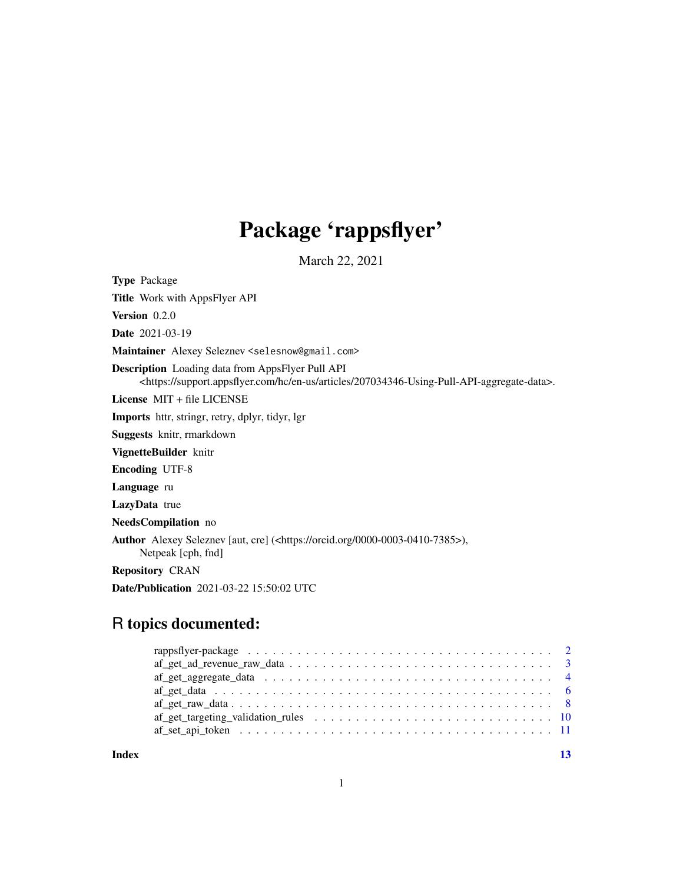# Package 'rappsflyer'

March 22, 2021

**Type** Package

**Title** Work with AppsFlyer API

**Version** 0.2.0

**Date** 2021-03-19

**Maintainer** Alexey Seleznev <selesnow@gmail.com>

**Description** Loading data from AppsFlyer Pull API <https://support.appsflyer.com/hc/en-us/articles/207034346-Using-Pull-API-aggregate-data>.

**License** MIT + file LICENSE

**Imports** httr, stringr, retry, dplyr, tidyr, lgr

**Suggests** knitr, rmarkdown

**VignetteBuilder** knitr

**Encoding** UTF-8

**Language** ru

**LazyData** true

**NeedsCompilation** no

**Author** Alexey Seleznev [aut, cre] (<https://orcid.org/0000-0003-0410-7385>), Netpeak [cph, fnd]

**Repository** CRAN

**Date/Publication** 2021-03-22 15:50:02 UTC

## R topics documented:

- rappsflyer-package . . . . . . . . . . 2
- af_get_ad_revenue_raw_data . . . . . . . . . . 3
- af_get_aggregate_data . . . . . . . . . . 4
- af_get_data . . . . . . . . . . 6
- af_get_raw_data . . . . . . . . . . 8
- af_get_targeting_validation_rules . . . . . . . . . . 10
- af_set_api_token . . . . . . . . . . 11

**Index** 13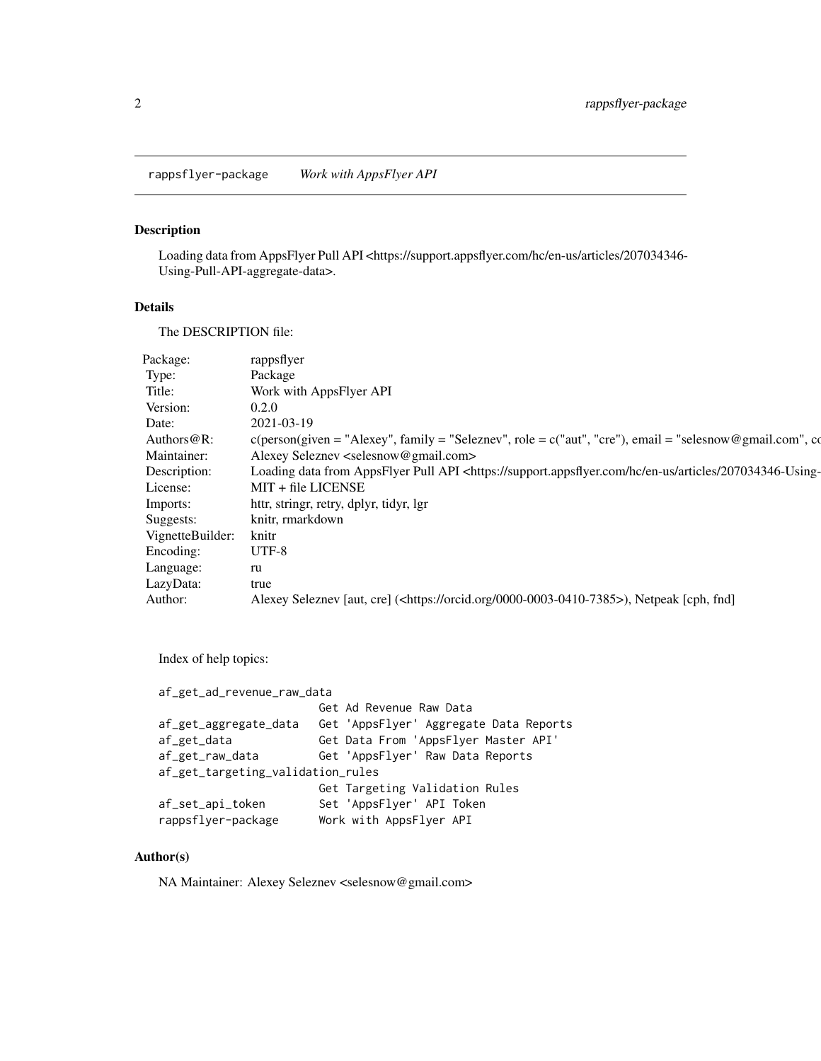rappsflyer-package *Work with AppsFlyer API*

## Description

Loading data from AppsFlyer Pull API <https://support.appsflyer.com/hc/en-us/articles/207034346-Using-Pull-API-aggregate-data>.

## Details

The DESCRIPTION file:

| | |
|---|---|
| Package: | rappsflyer |
| Type: | Package |
| Title: | Work with AppsFlyer API |
| Version: | 0.2.0 |
| Date: | 2021-03-19 |
| Authors@R: | c(person(given = "Alexey", family = "Seleznev", role = c("aut", "cre"), email = "selesnow@gmail.com", co |
| Maintainer: | Alexey Seleznev <selesnow@gmail.com> |
| Description: | Loading data from AppsFlyer Pull API <https://support.appsflyer.com/hc/en-us/articles/207034346-Using- |
| License: | MIT + file LICENSE |
| Imports: | httr, stringr, retry, dplyr, tidyr, lgr |
| Suggests: | knitr, rmarkdown |
| VignetteBuilder: | knitr |
| Encoding: | UTF-8 |
| Language: | ru |
| LazyData: | true |
| Author: | Alexey Seleznev [aut, cre] (<https://orcid.org/0000-0003-0410-7385>), Netpeak [cph, fnd] |

Index of help topics:

```
af_get_ad_revenue_raw_data
                        Get Ad Revenue Raw Data
af_get_aggregate_data   Get 'AppsFlyer' Aggregate Data Reports
af_get_data             Get Data From 'AppsFlyer Master API'
af_get_raw_data         Get 'AppsFlyer' Raw Data Reports
af_get_targeting_validation_rules
                        Get Targeting Validation Rules
af_set_api_token        Set 'AppsFlyer' API Token
rappsflyer-package      Work with AppsFlyer API
```

## Author(s)

NA Maintainer: Alexey Seleznev <selesnow@gmail.com>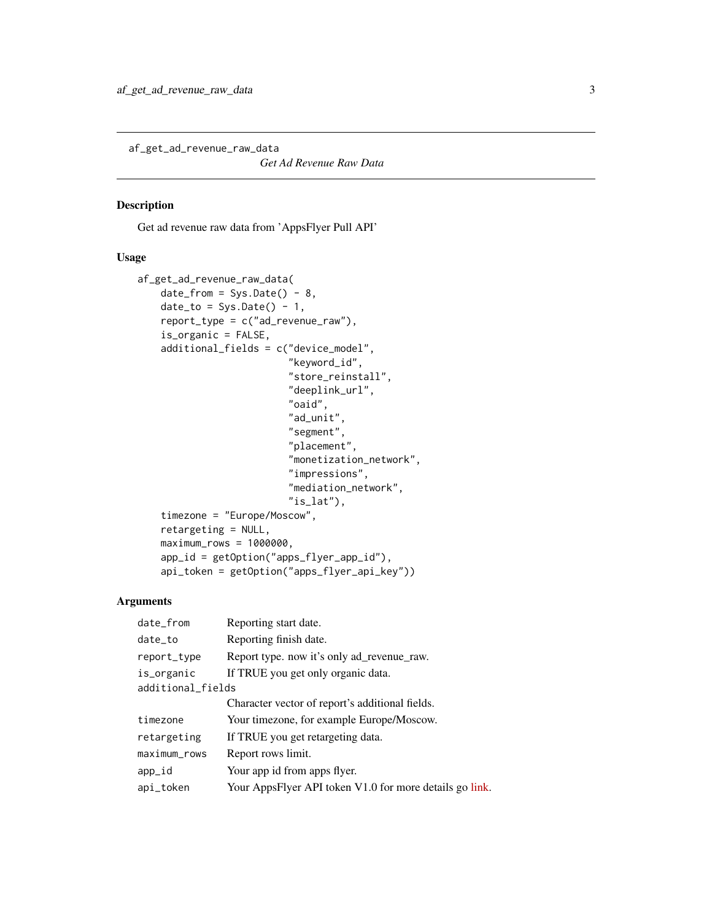## af_get_ad_revenue_raw_data

*Get Ad Revenue Raw Data*

### Description

Get ad revenue raw data from 'AppsFlyer Pull API'

### Usage

```
af_get_ad_revenue_raw_data(
    date_from = Sys.Date() - 8,
    date_to = Sys.Date() - 1,
    report_type = c("ad_revenue_raw"),
    is_organic = FALSE,
    additional_fields = c("device_model",
                          "keyword_id",
                          "store_reinstall",
                          "deeplink_url",
                          "oaid",
                          "ad_unit",
                          "segment",
                          "placement",
                          "monetization_network",
                          "impressions",
                          "mediation_network",
                          "is_lat"),
    timezone = "Europe/Moscow",
    retargeting = NULL,
    maximum_rows = 1000000,
    app_id = getOption("apps_flyer_app_id"),
    api_token = getOption("apps_flyer_api_key"))
```

### Arguments

| Argument | Description |
|---|---|
| `date_from` | Reporting start date. |
| `date_to` | Reporting finish date. |
| `report_type` | Report type. now it's only ad_revenue_raw. |
| `is_organic` | If TRUE you get only organic data. |
| `additional_fields` | Character vector of report's additional fields. |
| `timezone` | Your timezone, for example Europe/Moscow. |
| `retargeting` | If TRUE you get retargeting data. |
| `maximum_rows` | Report rows limit. |
| `app_id` | Your app id from apps flyer. |
| `api_token` | Your AppsFlyer API token V1.0 for more details go link. |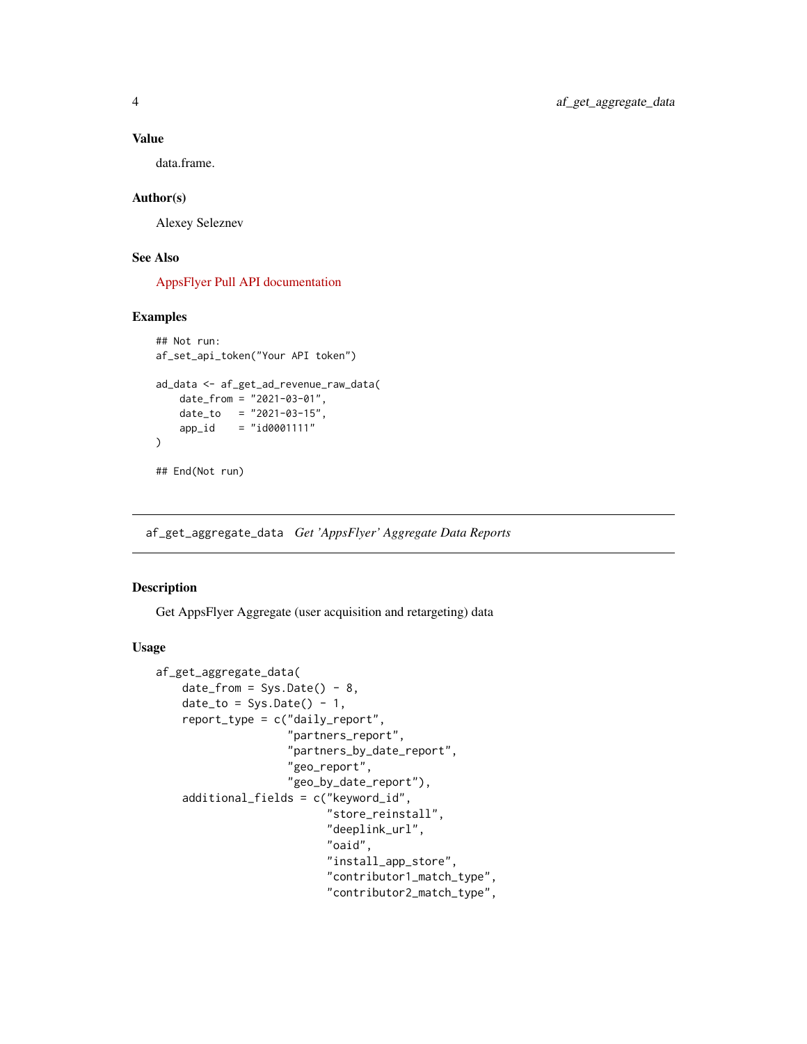### Value

data.frame.

### Author(s)

Alexey Seleznev

### See Also

AppsFlyer Pull API documentation

### Examples

```
## Not run:
af_set_api_token("Your API token")

ad_data <- af_get_ad_revenue_raw_data(
    date_from = "2021-03-01",
    date_to   = "2021-03-15",
    app_id    = "id0001111"
)

## End(Not run)
```

---

## af_get_aggregate_data *Get 'AppsFlyer' Aggregate Data Reports*

---

### Description

Get AppsFlyer Aggregate (user acquisition and retargeting) data

### Usage

```
af_get_aggregate_data(
    date_from = Sys.Date() - 8,
    date_to = Sys.Date() - 1,
    report_type = c("daily_report",
                    "partners_report",
                    "partners_by_date_report",
                    "geo_report",
                    "geo_by_date_report"),
    additional_fields = c("keyword_id",
                          "store_reinstall",
                          "deeplink_url",
                          "oaid",
                          "install_app_store",
                          "contributor1_match_type",
                          "contributor2_match_type",
```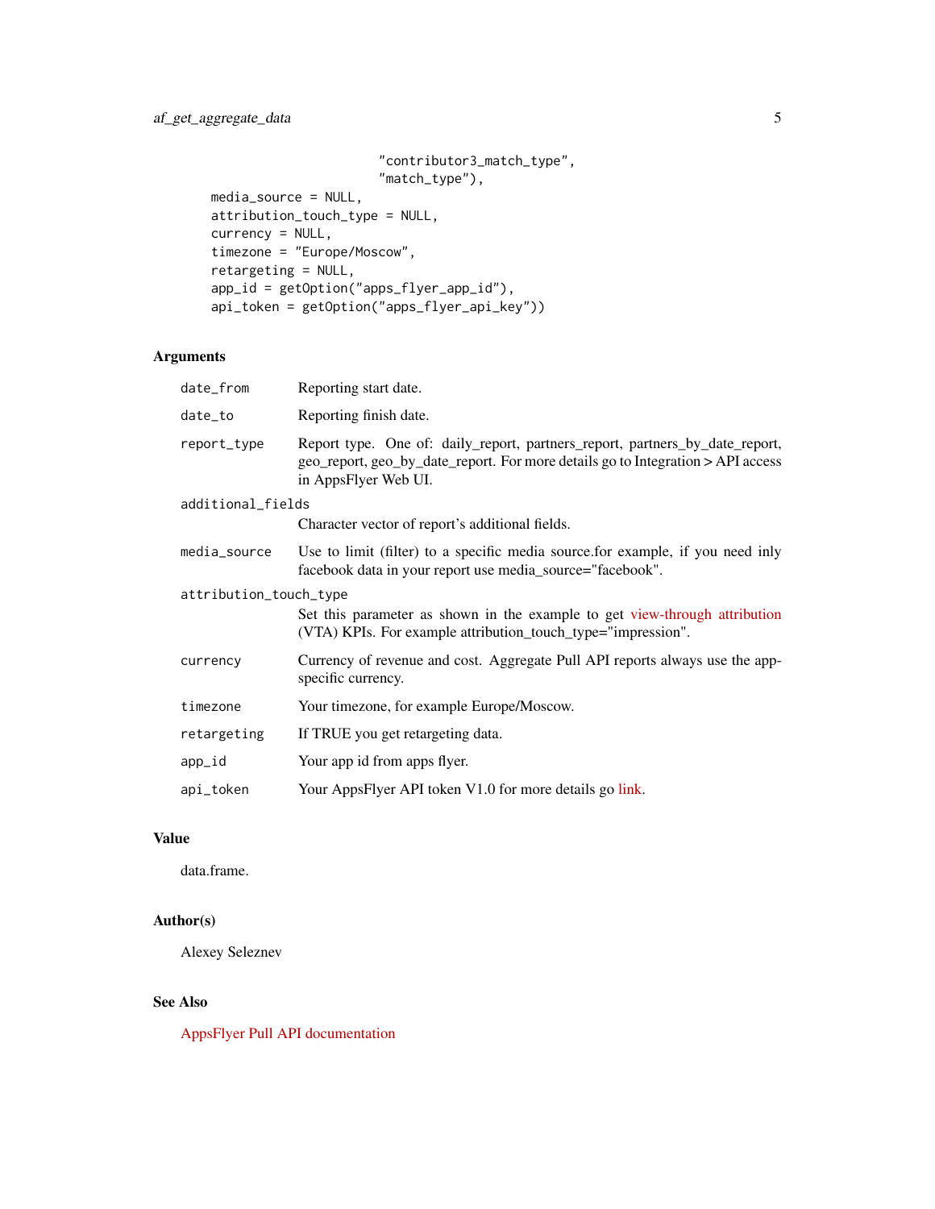```
                         "contributor3_match_type",
                         "match_type"),
  media_source = NULL,
  attribution_touch_type = NULL,
  currency = NULL,
  timezone = "Europe/Moscow",
  retargeting = NULL,
  app_id = getOption("apps_flyer_app_id"),
  api_token = getOption("apps_flyer_api_key"))
```

## Arguments

| Argument | Description |
|---|---|
| `date_from` | Reporting start date. |
| `date_to` | Reporting finish date. |
| `report_type` | Report type. One of: daily_report, partners_report, partners_by_date_report, geo_report, geo_by_date_report. For more details go to Integration > API access in AppsFlyer Web UI. |
| `additional_fields` | Character vector of report's additional fields. |
| `media_source` | Use to limit (filter) to a specific media source.for example, if you need inly facebook data in your report use media_source="facebook". |
| `attribution_touch_type` | Set this parameter as shown in the example to get view-through attribution (VTA) KPIs. For example attribution_touch_type="impression". |
| `currency` | Currency of revenue and cost. Aggregate Pull API reports always use the app-specific currency. |
| `timezone` | Your timezone, for example Europe/Moscow. |
| `retargeting` | If TRUE you get retargeting data. |
| `app_id` | Your app id from apps flyer. |
| `api_token` | Your AppsFlyer API token V1.0 for more details go link. |

## Value

data.frame.

## Author(s)

Alexey Seleznev

## See Also

AppsFlyer Pull API documentation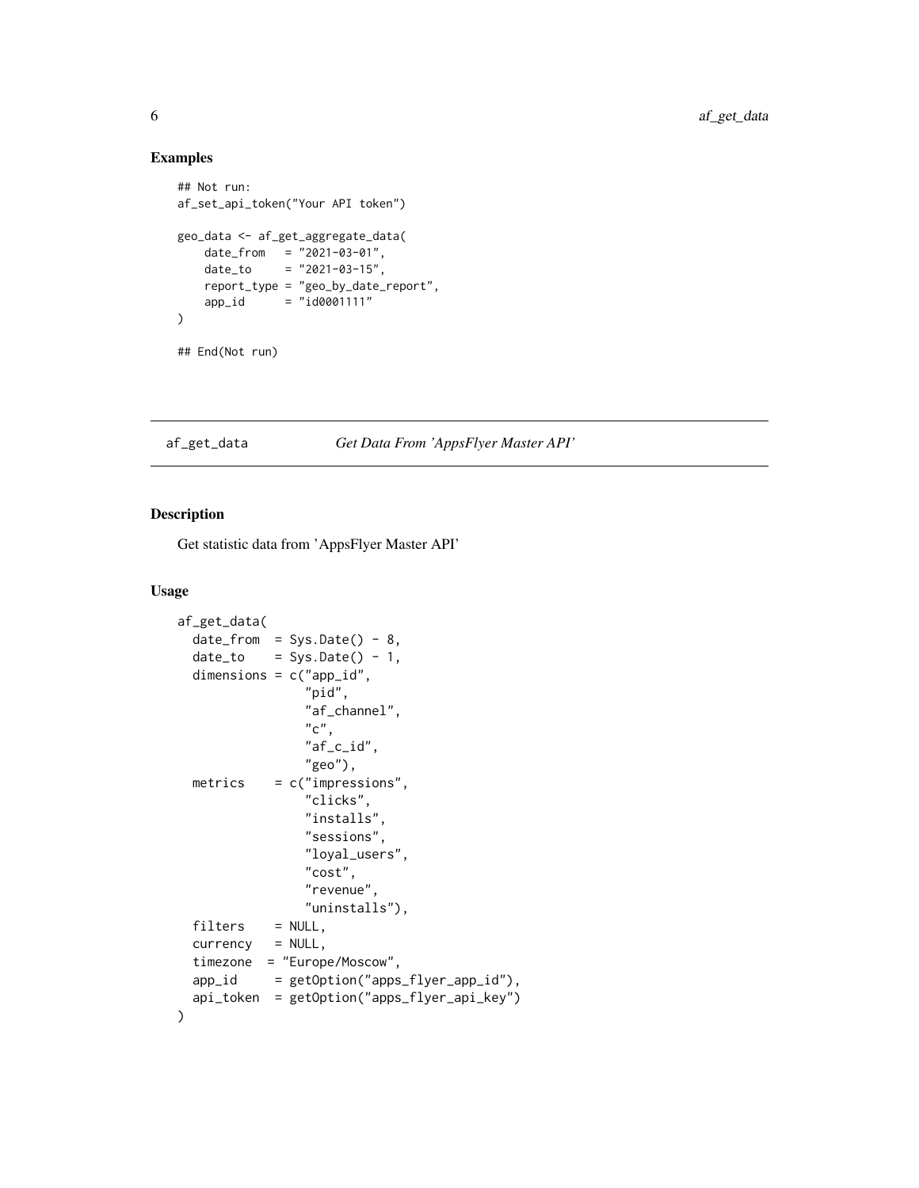## Examples

```
## Not run:
af_set_api_token("Your API token")

geo_data <- af_get_aggregate_data(
    date_from   = "2021-03-01",
    date_to     = "2021-03-15",
    report_type = "geo_by_date_report",
    app_id      = "id0001111"
)

## End(Not run)
```

---

af_get_data *Get Data From 'AppsFlyer Master API'*

---

## Description

Get statistic data from 'AppsFlyer Master API'

## Usage

```
af_get_data(
  date_from  = Sys.Date() - 8,
  date_to    = Sys.Date() - 1,
  dimensions = c("app_id",
                 "pid",
                 "af_channel",
                 "c",
                 "af_c_id",
                 "geo"),
  metrics    = c("impressions",
                 "clicks",
                 "installs",
                 "sessions",
                 "loyal_users",
                 "cost",
                 "revenue",
                 "uninstalls"),
  filters    = NULL,
  currency   = NULL,
  timezone  = "Europe/Moscow",
  app_id     = getOption("apps_flyer_app_id"),
  api_token  = getOption("apps_flyer_api_key")
)
```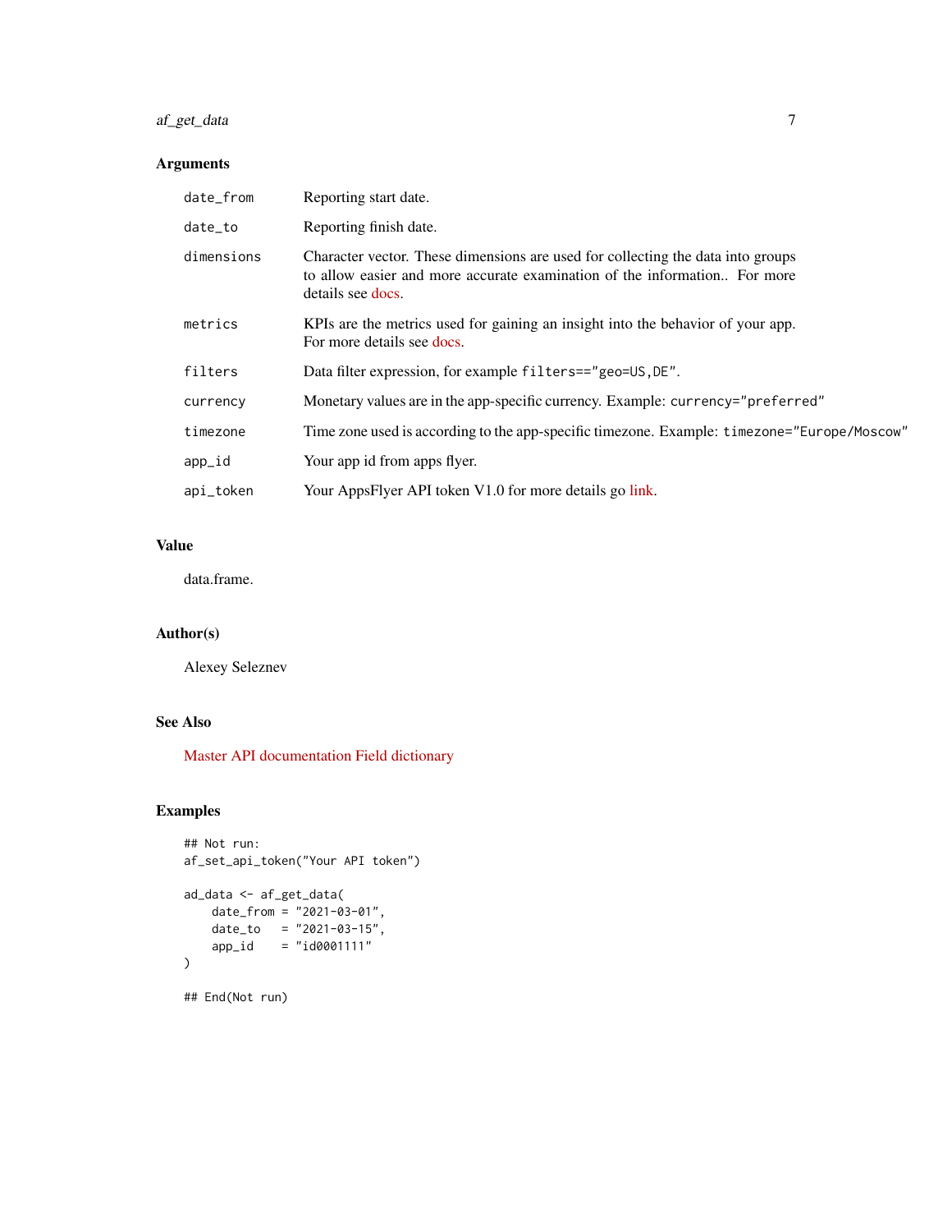## Arguments

| | |
|---|---|
| `date_from` | Reporting start date. |
| `date_to` | Reporting finish date. |
| `dimensions` | Character vector. These dimensions are used for collecting the data into groups to allow easier and more accurate examination of the information.. For more details see docs. |
| `metrics` | KPIs are the metrics used for gaining an insight into the behavior of your app. For more details see docs. |
| `filters` | Data filter expression, for example `filters=="geo=US,DE"`. |
| `currency` | Monetary values are in the app-specific currency. Example: `currency="preferred"` |
| `timezone` | Time zone used is according to the app-specific timezone. Example: `timezone="Europe/Moscow"` |
| `app_id` | Your app id from apps flyer. |
| `api_token` | Your AppsFlyer API token V1.0 for more details go link. |

## Value

data.frame.

## Author(s)

Alexey Seleznev

## See Also

Master API documentation Field dictionary

## Examples

```
## Not run:
af_set_api_token("Your API token")

ad_data <- af_get_data(
    date_from = "2021-03-01",
    date_to   = "2021-03-15",
    app_id    = "id0001111"
)

## End(Not run)
```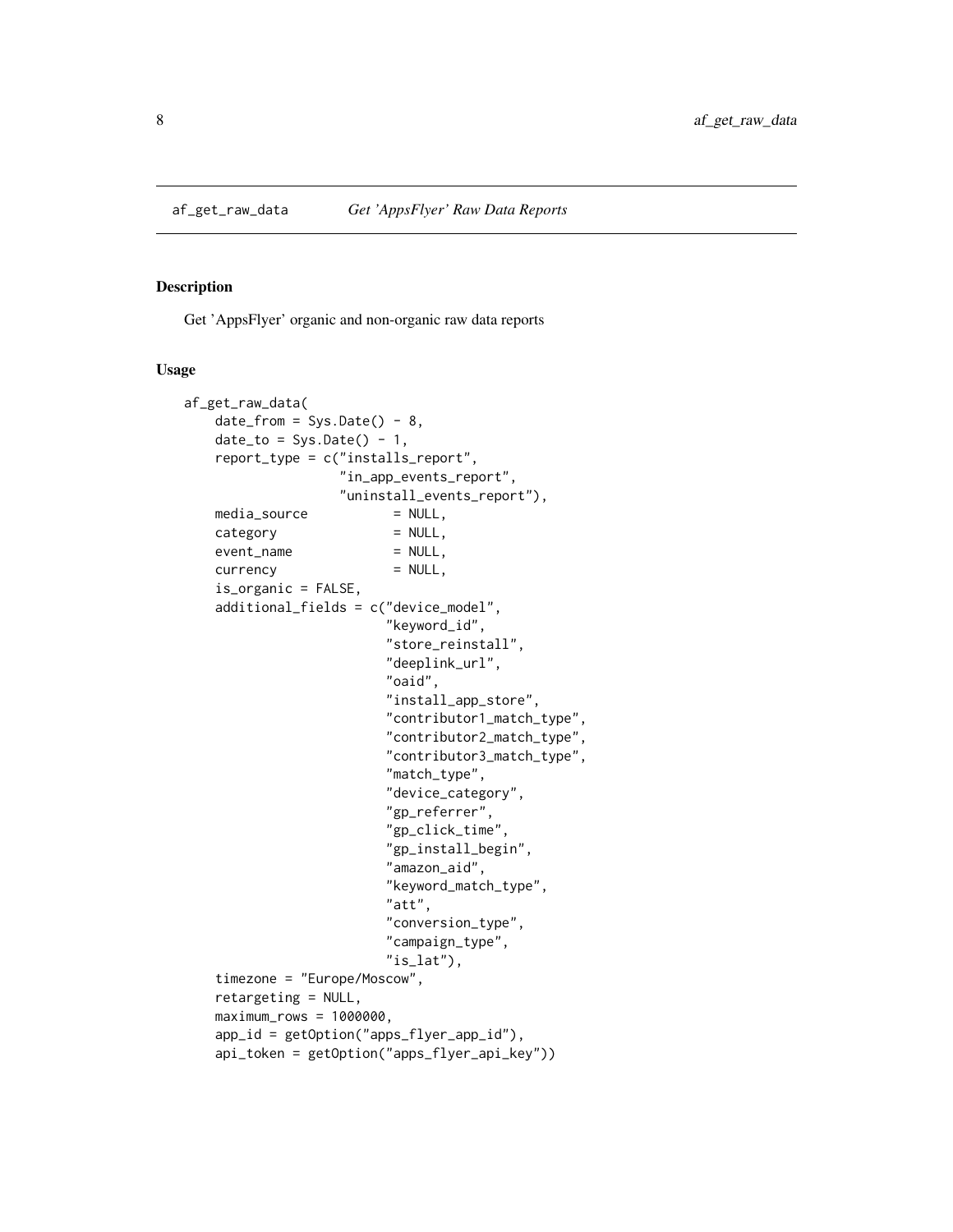## af_get_raw_data — *Get 'AppsFlyer' Raw Data Reports*

### Description

Get 'AppsFlyer' organic and non-organic raw data reports

### Usage

```
af_get_raw_data(
    date_from = Sys.Date() - 8,
    date_to = Sys.Date() - 1,
    report_type = c("installs_report",
                "in_app_events_report",
                "uninstall_events_report"),
    media_source           = NULL,
    category               = NULL,
    event_name             = NULL,
    currency               = NULL,
    is_organic = FALSE,
    additional_fields = c("device_model",
                          "keyword_id",
                          "store_reinstall",
                          "deeplink_url",
                          "oaid",
                          "install_app_store",
                          "contributor1_match_type",
                          "contributor2_match_type",
                          "contributor3_match_type",
                          "match_type",
                          "device_category",
                          "gp_referrer",
                          "gp_click_time",
                          "gp_install_begin",
                          "amazon_aid",
                          "keyword_match_type",
                          "att",
                          "conversion_type",
                          "campaign_type",
                          "is_lat"),
    timezone = "Europe/Moscow",
    retargeting = NULL,
    maximum_rows = 1000000,
    app_id = getOption("apps_flyer_app_id"),
    api_token = getOption("apps_flyer_api_key"))
```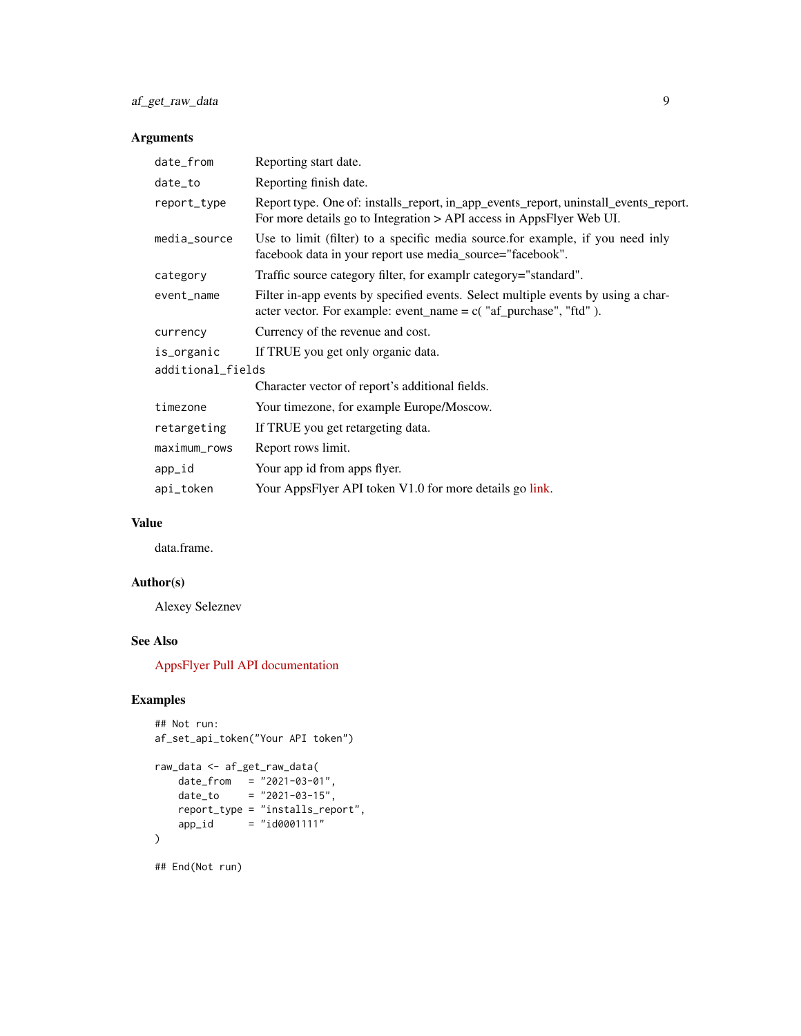## Arguments

| | |
|---|---|
| `date_from` | Reporting start date. |
| `date_to` | Reporting finish date. |
| `report_type` | Report type. One of: installs_report, in_app_events_report, uninstall_events_report. For more details go to Integration > API access in AppsFlyer Web UI. |
| `media_source` | Use to limit (filter) to a specific media source.for example, if you need inly facebook data in your report use media_source="facebook". |
| `category` | Traffic source category filter, for examplr category="standard". |
| `event_name` | Filter in-app events by specified events. Select multiple events by using a character vector. For example: event_name = c( "af_purchase", "ftd" ). |
| `currency` | Currency of the revenue and cost. |
| `is_organic` | If TRUE you get only organic data. |
| `additional_fields` | Character vector of report's additional fields. |
| `timezone` | Your timezone, for example Europe/Moscow. |
| `retargeting` | If TRUE you get retargeting data. |
| `maximum_rows` | Report rows limit. |
| `app_id` | Your app id from apps flyer. |
| `api_token` | Your AppsFlyer API token V1.0 for more details go link. |

## Value

data.frame.

## Author(s)

Alexey Seleznev

## See Also

AppsFlyer Pull API documentation

## Examples

```
## Not run:
af_set_api_token("Your API token")

raw_data <- af_get_raw_data(
    date_from   = "2021-03-01",
    date_to     = "2021-03-15",
    report_type = "installs_report",
    app_id      = "id0001111"
)

## End(Not run)
```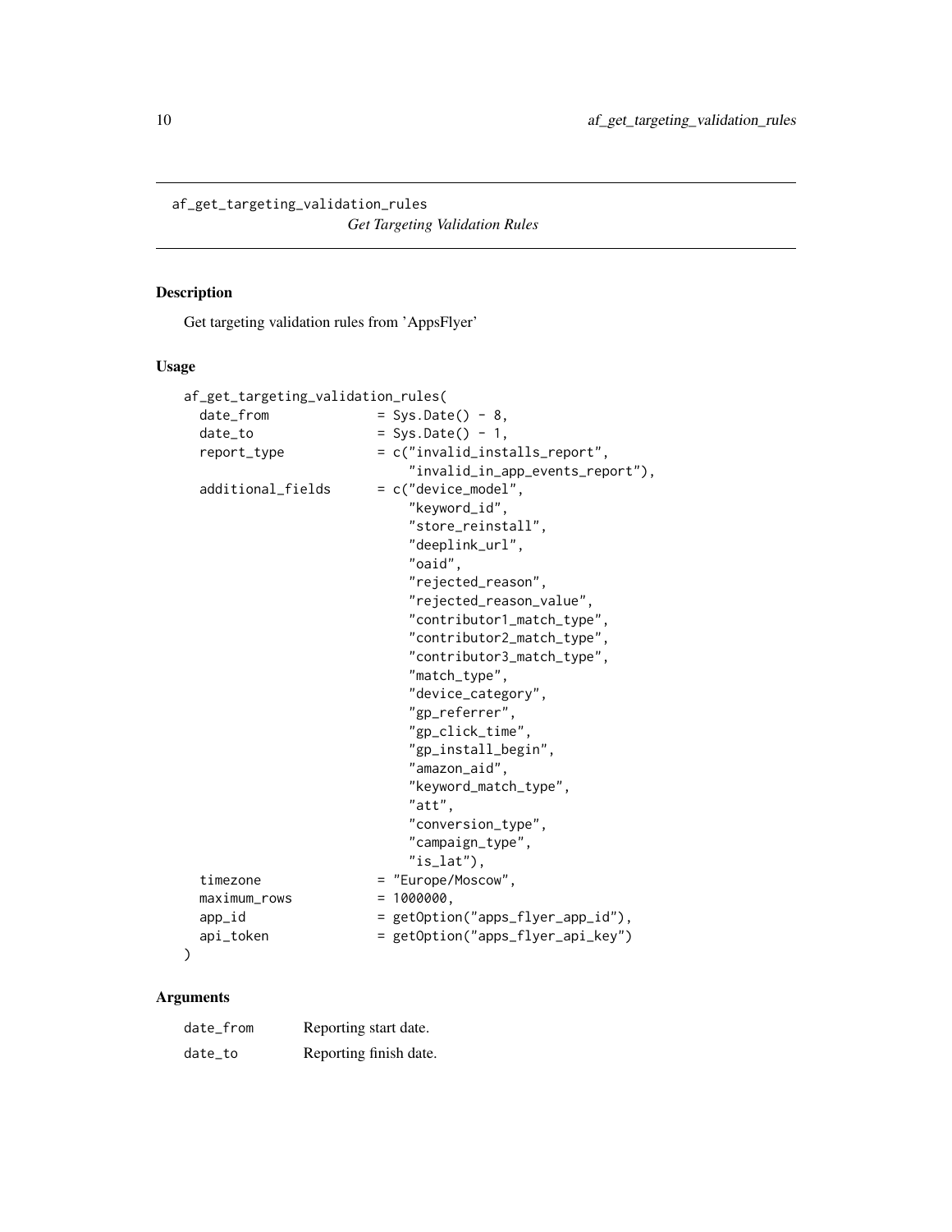## af_get_targeting_validation_rules

*Get Targeting Validation Rules*

### Description

Get targeting validation rules from 'AppsFlyer'

### Usage

```
af_get_targeting_validation_rules(
  date_from              = Sys.Date() - 8,
  date_to                = Sys.Date() - 1,
  report_type            = c("invalid_installs_report",
                             "invalid_in_app_events_report"),
  additional_fields      = c("device_model",
                             "keyword_id",
                             "store_reinstall",
                             "deeplink_url",
                             "oaid",
                             "rejected_reason",
                             "rejected_reason_value",
                             "contributor1_match_type",
                             "contributor2_match_type",
                             "contributor3_match_type",
                             "match_type",
                             "device_category",
                             "gp_referrer",
                             "gp_click_time",
                             "gp_install_begin",
                             "amazon_aid",
                             "keyword_match_type",
                             "att",
                             "conversion_type",
                             "campaign_type",
                             "is_lat"),
  timezone               = "Europe/Moscow",
  maximum_rows           = 1000000,
  app_id                 = getOption("apps_flyer_app_id"),
  api_token              = getOption("apps_flyer_api_key")
)
```

### Arguments

| | |
|---|---|
| date_from | Reporting start date. |
| date_to | Reporting finish date. |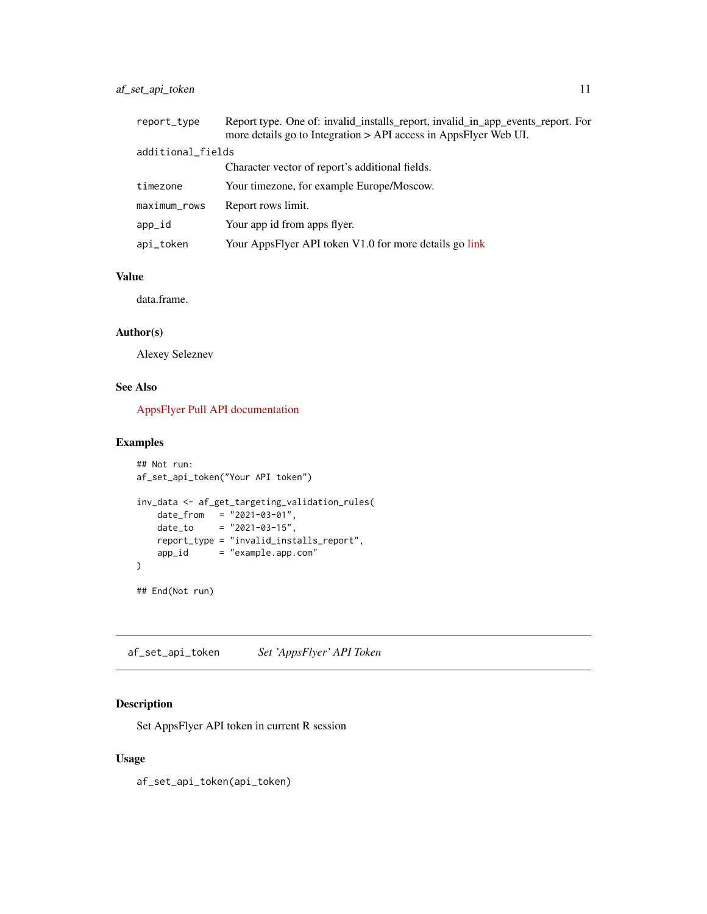| | |
|---|---|
| report_type | Report type. One of: invalid_installs_report, invalid_in_app_events_report. For more details go to Integration > API access in AppsFlyer Web UI. |
| additional_fields | Character vector of report's additional fields. |
| timezone | Your timezone, for example Europe/Moscow. |
| maximum_rows | Report rows limit. |
| app_id | Your app id from apps flyer. |
| api_token | Your AppsFlyer API token V1.0 for more details go link |

### Value

data.frame.

### Author(s)

Alexey Seleznev

### See Also

AppsFlyer Pull API documentation

### Examples

```
## Not run:
af_set_api_token("Your API token")

inv_data <- af_get_targeting_validation_rules(
    date_from   = "2021-03-01",
    date_to     = "2021-03-15",
    report_type = "invalid_installs_report",
    app_id      = "example.app.com"
)

## End(Not run)
```

---

## af_set_api_token — *Set 'AppsFlyer' API Token*

---

### Description

Set AppsFlyer API token in current R session

### Usage

```
af_set_api_token(api_token)
```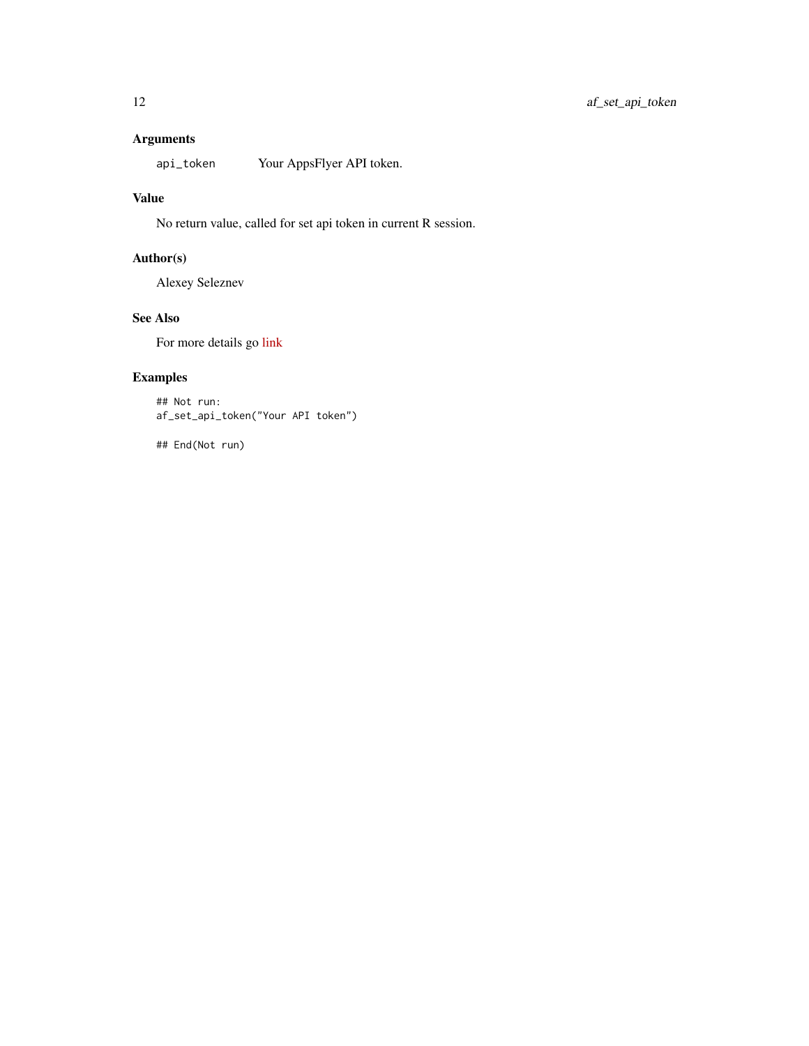## Arguments

| | |
|---|---|
| `api_token` | Your AppsFlyer API token. |

## Value

No return value, called for set api token in current R session.

## Author(s)

Alexey Seleznev

## See Also

For more details go link

## Examples

```
## Not run:
af_set_api_token("Your API token")

## End(Not run)
```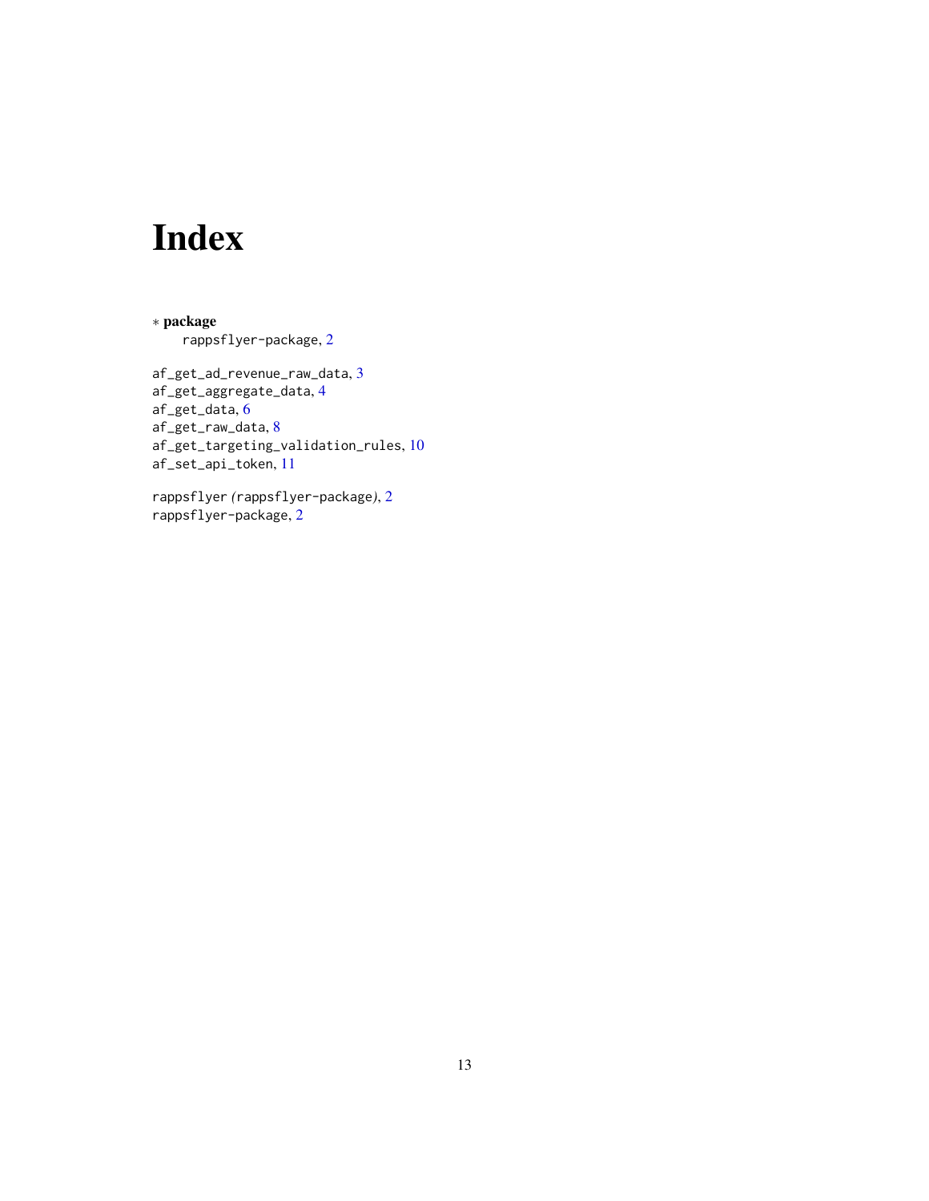# Index

* **package**
    rappsflyer-package, 2

af_get_ad_revenue_raw_data, 3
af_get_aggregate_data, 4
af_get_data, 6
af_get_raw_data, 8
af_get_targeting_validation_rules, 10
af_set_api_token, 11

rappsflyer *(*rappsflyer-package*)*, 2
rappsflyer-package, 2